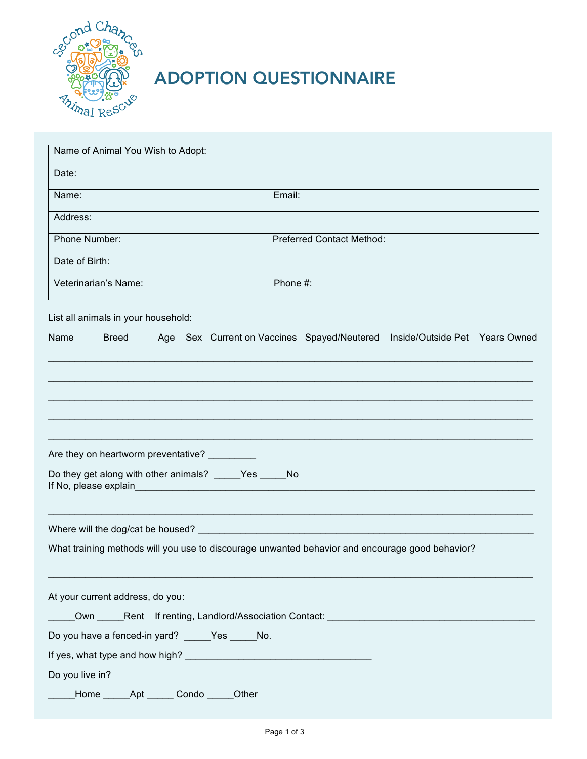# ADOPTION QUESTIONNAIRE

| Name of Animal You Wish to Adopt: | |
|---|---|
| Date: | |
| Name: | Email: |
| Address: | |
| Phone Number: | Preferred Contact Method: |
| Date of Birth: | |
| Veterinarian's Name: | Phone #: |

List all animals in your household:

| Name | Breed | Age | Sex | Current on Vaccines | Spayed/Neutered | Inside/Outside Pet | Years Owned |
|---|---|---|---|---|---|---|---|
| | | | | | | | |
| | | | | | | | |
| | | | | | | | |
| | | | | | | | |
| | | | | | | | |

Are they on heartworm preventative? _________

Do they get along with other animals? _____Yes _____No
If No, please explain_______________________________________________________________________________

_______________________________________________________________________________________________

Where will the dog/cat be housed? _______________________________________________________________

What training methods will you use to discourage unwanted behavior and encourage good behavior?

_______________________________________________________________________________________________

At your current address, do you:

_____Own _____Rent If renting, Landlord/Association Contact: _____________________________________

Do you have a fenced-in yard? _____Yes _____No.

If yes, what type and how high? ___________________________________

Do you live in?

_____Home _____Apt _____ Condo _____Other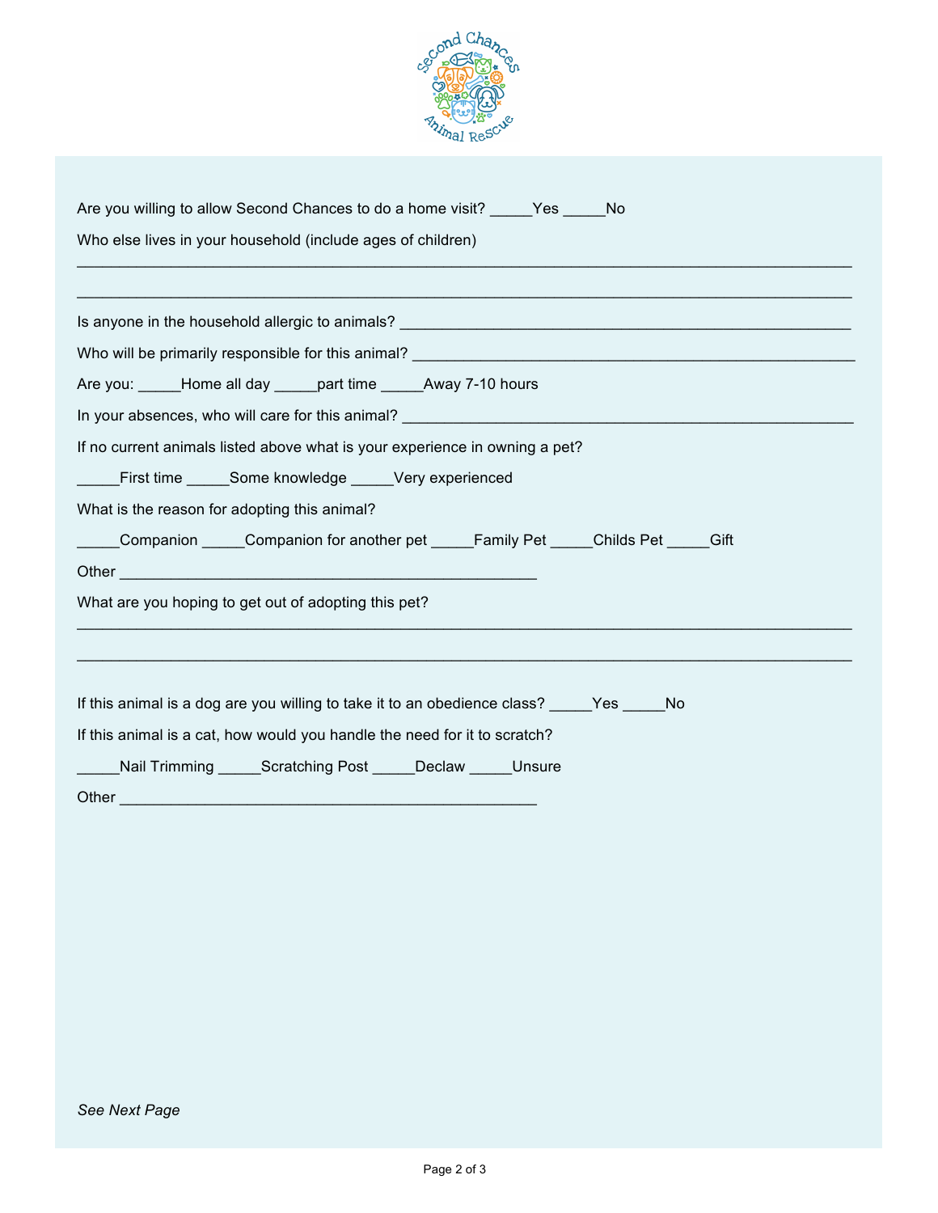Are you willing to allow Second Chances to do a home visit? _____Yes _____No

Who else lives in your household (include ages of children)

_______________________________________________________________________________________

_______________________________________________________________________________________

Is anyone in the household allergic to animals? ________________________________________________

Who will be primarily responsible for this animal? _______________________________________________

Are you: _____Home all day _____part time _____Away 7-10 hours

In your absences, who will care for this animal? _________________________________________________

If no current animals listed above what is your experience in owning a pet?

_____First time _____Some knowledge _____Very experienced

What is the reason for adopting this animal?

_____Companion _____Companion for another pet _____Family Pet _____Childs Pet _____Gift

Other ______________________________________________

What are you hoping to get out of adopting this pet?

_______________________________________________________________________________________

_______________________________________________________________________________________

If this animal is a dog are you willing to take it to an obedience class? _____Yes _____No

If this animal is a cat, how would you handle the need for it to scratch?

_____Nail Trimming _____Scratching Post _____Declaw _____Unsure

Other ______________________________________________

*See Next Page*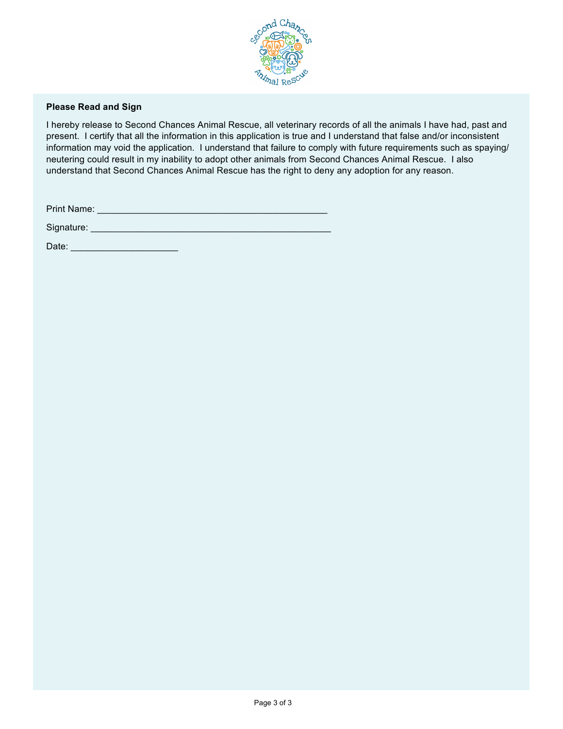**Please Read and Sign**

I hereby release to Second Chances Animal Rescue, all veterinary records of all the animals I have had, past and present. I certify that all the information in this application is true and I understand that false and/or inconsistent information may void the application. I understand that failure to comply with future requirements such as spaying/neutering could result in my inability to adopt other animals from Second Chances Animal Rescue. I also understand that Second Chances Animal Rescue has the right to deny any adoption for any reason.

Print Name: _____________________________________________

Signature: _______________________________________________

Date: ____________________